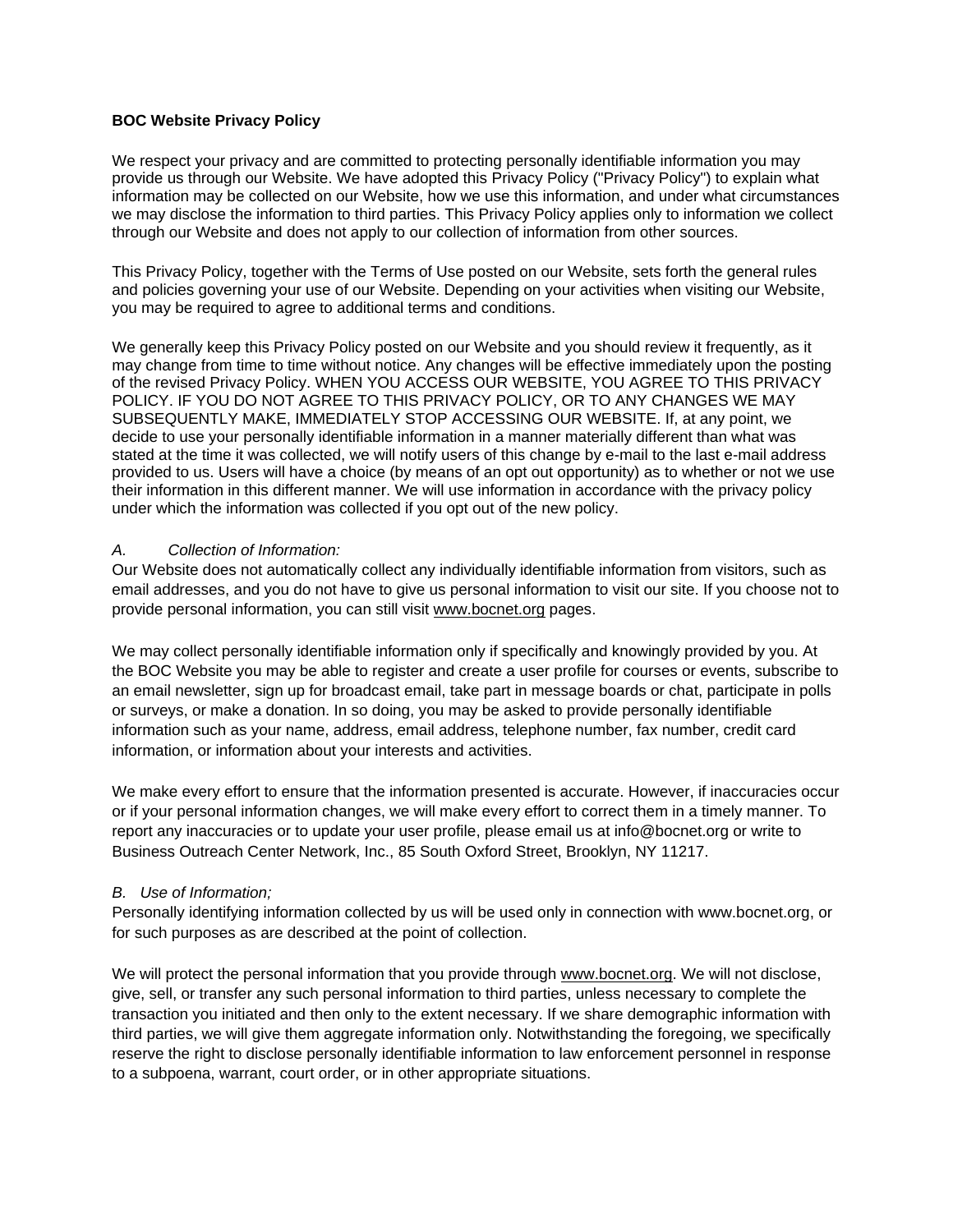**BOC Website Privacy Policy**

We respect your privacy and are committed to protecting personally identifiable information you may provide us through our Website. We have adopted this Privacy Policy ("Privacy Policy") to explain what information may be collected on our Website, how we use this information, and under what circumstances we may disclose the information to third parties. This Privacy Policy applies only to information we collect through our Website and does not apply to our collection of information from other sources.

This Privacy Policy, together with the Terms of Use posted on our Website, sets forth the general rules and policies governing your use of our Website. Depending on your activities when visiting our Website, you may be required to agree to additional terms and conditions.

We generally keep this Privacy Policy posted on our Website and you should review it frequently, as it may change from time to time without notice. Any changes will be effective immediately upon the posting of the revised Privacy Policy. WHEN YOU ACCESS OUR WEBSITE, YOU AGREE TO THIS PRIVACY POLICY. IF YOU DO NOT AGREE TO THIS PRIVACY POLICY, OR TO ANY CHANGES WE MAY SUBSEQUENTLY MAKE, IMMEDIATELY STOP ACCESSING OUR WEBSITE. If, at any point, we decide to use your personally identifiable information in a manner materially different than what was stated at the time it was collected, we will notify users of this change by e-mail to the last e-mail address provided to us. Users will have a choice (by means of an opt out opportunity) as to whether or not we use their information in this different manner. We will use information in accordance with the privacy policy under which the information was collected if you opt out of the new policy.

*A. Collection of Information:*

Our Website does not automatically collect any individually identifiable information from visitors, such as email addresses, and you do not have to give us personal information to visit our site. If you choose not to provide personal information, you can still visit www.bocnet.org pages.

We may collect personally identifiable information only if specifically and knowingly provided by you. At the BOC Website you may be able to register and create a user profile for courses or events, subscribe to an email newsletter, sign up for broadcast email, take part in message boards or chat, participate in polls or surveys, or make a donation. In so doing, you may be asked to provide personally identifiable information such as your name, address, email address, telephone number, fax number, credit card information, or information about your interests and activities.

We make every effort to ensure that the information presented is accurate. However, if inaccuracies occur or if your personal information changes, we will make every effort to correct them in a timely manner. To report any inaccuracies or to update your user profile, please email us at info@bocnet.org or write to Business Outreach Center Network, Inc., 85 South Oxford Street, Brooklyn, NY 11217.

*B. Use of Information;*

Personally identifying information collected by us will be used only in connection with www.bocnet.org, or for such purposes as are described at the point of collection.

We will protect the personal information that you provide through www.bocnet.org. We will not disclose, give, sell, or transfer any such personal information to third parties, unless necessary to complete the transaction you initiated and then only to the extent necessary. If we share demographic information with third parties, we will give them aggregate information only. Notwithstanding the foregoing, we specifically reserve the right to disclose personally identifiable information to law enforcement personnel in response to a subpoena, warrant, court order, or in other appropriate situations.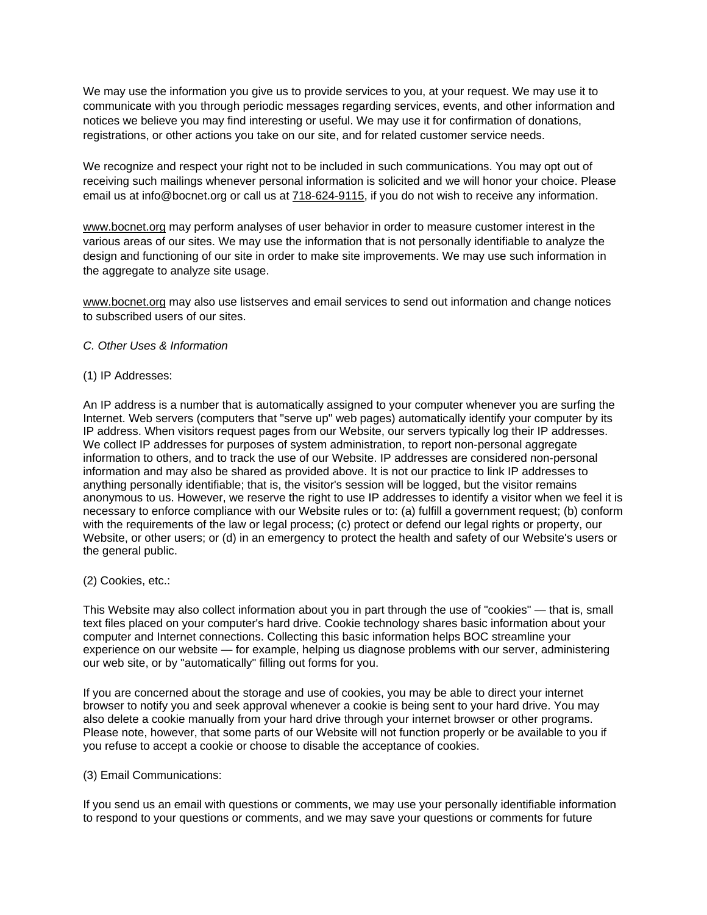We may use the information you give us to provide services to you, at your request. We may use it to communicate with you through periodic messages regarding services, events, and other information and notices we believe you may find interesting or useful. We may use it for confirmation of donations, registrations, or other actions you take on our site, and for related customer service needs.

We recognize and respect your right not to be included in such communications. You may opt out of receiving such mailings whenever personal information is solicited and we will honor your choice. Please email us at info@bocnet.org or call us at 718-624-9115, if you do not wish to receive any information.

www.bocnet.org may perform analyses of user behavior in order to measure customer interest in the various areas of our sites. We may use the information that is not personally identifiable to analyze the design and functioning of our site in order to make site improvements. We may use such information in the aggregate to analyze site usage.

www.bocnet.org may also use listserves and email services to send out information and change notices to subscribed users of our sites.

*C. Other Uses & Information*

(1) IP Addresses:

An IP address is a number that is automatically assigned to your computer whenever you are surfing the Internet. Web servers (computers that "serve up" web pages) automatically identify your computer by its IP address. When visitors request pages from our Website, our servers typically log their IP addresses. We collect IP addresses for purposes of system administration, to report non-personal aggregate information to others, and to track the use of our Website. IP addresses are considered non-personal information and may also be shared as provided above. It is not our practice to link IP addresses to anything personally identifiable; that is, the visitor's session will be logged, but the visitor remains anonymous to us. However, we reserve the right to use IP addresses to identify a visitor when we feel it is necessary to enforce compliance with our Website rules or to: (a) fulfill a government request; (b) conform with the requirements of the law or legal process; (c) protect or defend our legal rights or property, our Website, or other users; or (d) in an emergency to protect the health and safety of our Website's users or the general public.

(2) Cookies, etc.:

This Website may also collect information about you in part through the use of "cookies" — that is, small text files placed on your computer's hard drive. Cookie technology shares basic information about your computer and Internet connections. Collecting this basic information helps BOC streamline your experience on our website — for example, helping us diagnose problems with our server, administering our web site, or by "automatically" filling out forms for you.

If you are concerned about the storage and use of cookies, you may be able to direct your internet browser to notify you and seek approval whenever a cookie is being sent to your hard drive. You may also delete a cookie manually from your hard drive through your internet browser or other programs. Please note, however, that some parts of our Website will not function properly or be available to you if you refuse to accept a cookie or choose to disable the acceptance of cookies.

(3) Email Communications:

If you send us an email with questions or comments, we may use your personally identifiable information to respond to your questions or comments, and we may save your questions or comments for future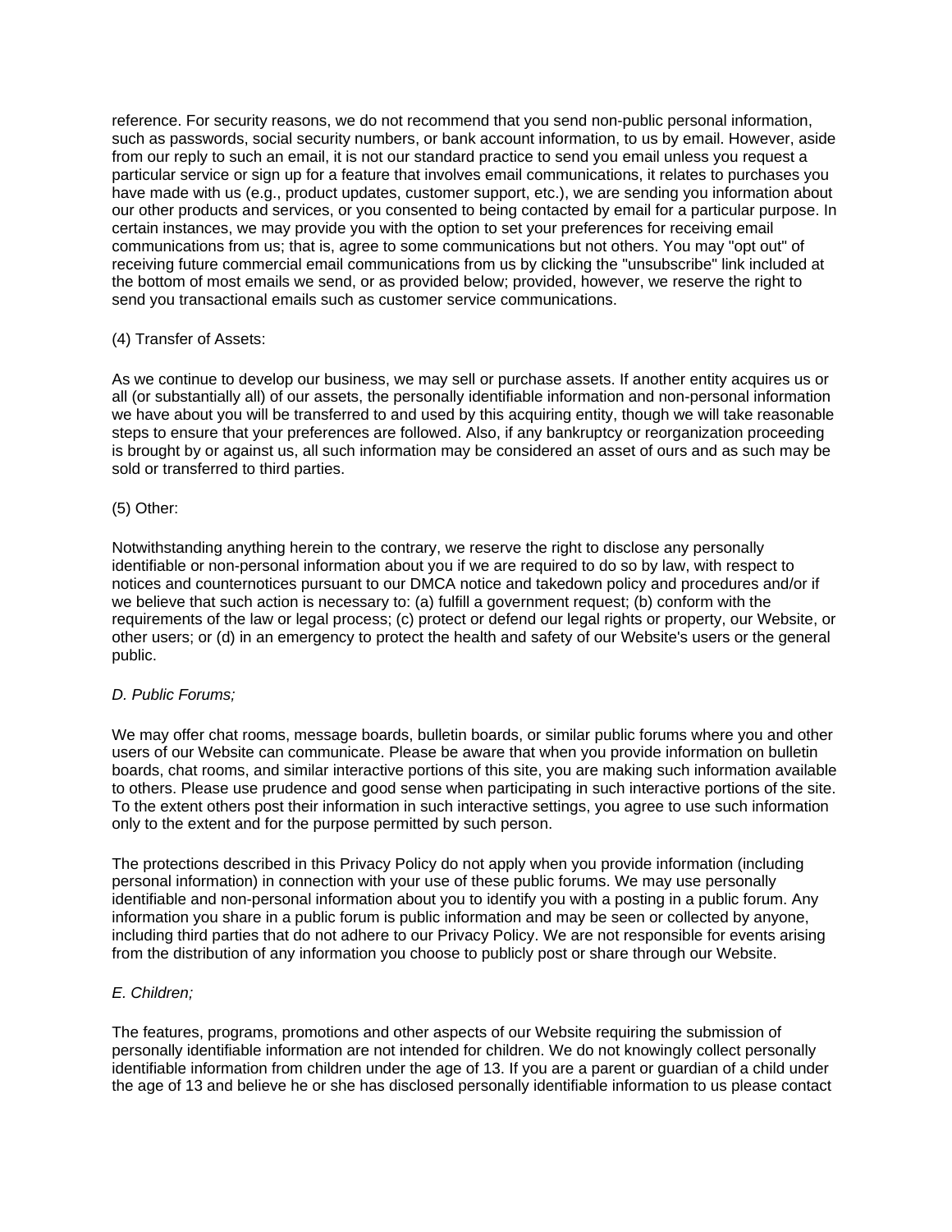reference. For security reasons, we do not recommend that you send non-public personal information, such as passwords, social security numbers, or bank account information, to us by email. However, aside from our reply to such an email, it is not our standard practice to send you email unless you request a particular service or sign up for a feature that involves email communications, it relates to purchases you have made with us (e.g., product updates, customer support, etc.), we are sending you information about our other products and services, or you consented to being contacted by email for a particular purpose. In certain instances, we may provide you with the option to set your preferences for receiving email communications from us; that is, agree to some communications but not others. You may "opt out" of receiving future commercial email communications from us by clicking the "unsubscribe" link included at the bottom of most emails we send, or as provided below; provided, however, we reserve the right to send you transactional emails such as customer service communications.

(4) Transfer of Assets:

As we continue to develop our business, we may sell or purchase assets. If another entity acquires us or all (or substantially all) of our assets, the personally identifiable information and non-personal information we have about you will be transferred to and used by this acquiring entity, though we will take reasonable steps to ensure that your preferences are followed. Also, if any bankruptcy or reorganization proceeding is brought by or against us, all such information may be considered an asset of ours and as such may be sold or transferred to third parties.

(5) Other:

Notwithstanding anything herein to the contrary, we reserve the right to disclose any personally identifiable or non-personal information about you if we are required to do so by law, with respect to notices and counternotices pursuant to our DMCA notice and takedown policy and procedures and/or if we believe that such action is necessary to: (a) fulfill a government request; (b) conform with the requirements of the law or legal process; (c) protect or defend our legal rights or property, our Website, or other users; or (d) in an emergency to protect the health and safety of our Website's users or the general public.

*D. Public Forums;*

We may offer chat rooms, message boards, bulletin boards, or similar public forums where you and other users of our Website can communicate. Please be aware that when you provide information on bulletin boards, chat rooms, and similar interactive portions of this site, you are making such information available to others. Please use prudence and good sense when participating in such interactive portions of the site. To the extent others post their information in such interactive settings, you agree to use such information only to the extent and for the purpose permitted by such person.

The protections described in this Privacy Policy do not apply when you provide information (including personal information) in connection with your use of these public forums. We may use personally identifiable and non-personal information about you to identify you with a posting in a public forum. Any information you share in a public forum is public information and may be seen or collected by anyone, including third parties that do not adhere to our Privacy Policy. We are not responsible for events arising from the distribution of any information you choose to publicly post or share through our Website.

*E. Children;*

The features, programs, promotions and other aspects of our Website requiring the submission of personally identifiable information are not intended for children. We do not knowingly collect personally identifiable information from children under the age of 13. If you are a parent or guardian of a child under the age of 13 and believe he or she has disclosed personally identifiable information to us please contact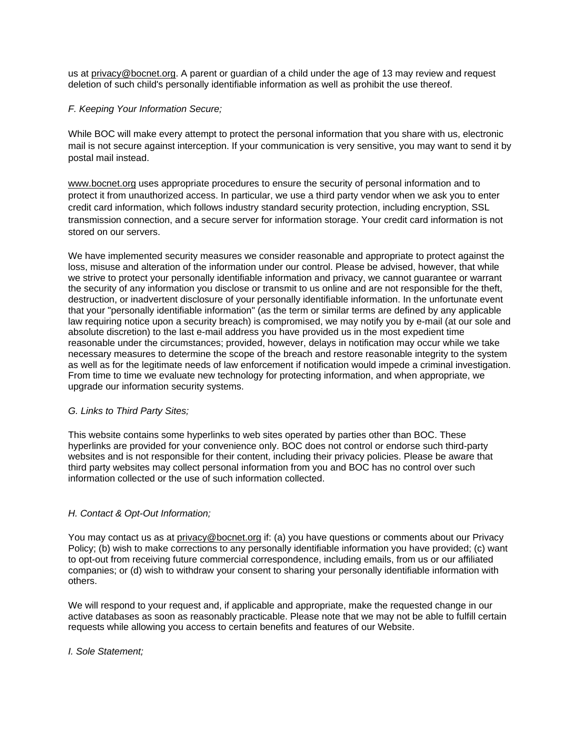us at privacy@bocnet.org. A parent or guardian of a child under the age of 13 may review and request deletion of such child's personally identifiable information as well as prohibit the use thereof.

*F. Keeping Your Information Secure;*

While BOC will make every attempt to protect the personal information that you share with us, electronic mail is not secure against interception. If your communication is very sensitive, you may want to send it by postal mail instead.

www.bocnet.org uses appropriate procedures to ensure the security of personal information and to protect it from unauthorized access. In particular, we use a third party vendor when we ask you to enter credit card information, which follows industry standard security protection, including encryption, SSL transmission connection, and a secure server for information storage. Your credit card information is not stored on our servers.

We have implemented security measures we consider reasonable and appropriate to protect against the loss, misuse and alteration of the information under our control. Please be advised, however, that while we strive to protect your personally identifiable information and privacy, we cannot guarantee or warrant the security of any information you disclose or transmit to us online and are not responsible for the theft, destruction, or inadvertent disclosure of your personally identifiable information. In the unfortunate event that your "personally identifiable information" (as the term or similar terms are defined by any applicable law requiring notice upon a security breach) is compromised, we may notify you by e-mail (at our sole and absolute discretion) to the last e-mail address you have provided us in the most expedient time reasonable under the circumstances; provided, however, delays in notification may occur while we take necessary measures to determine the scope of the breach and restore reasonable integrity to the system as well as for the legitimate needs of law enforcement if notification would impede a criminal investigation. From time to time we evaluate new technology for protecting information, and when appropriate, we upgrade our information security systems.

*G. Links to Third Party Sites;*

This website contains some hyperlinks to web sites operated by parties other than BOC. These hyperlinks are provided for your convenience only. BOC does not control or endorse such third-party websites and is not responsible for their content, including their privacy policies. Please be aware that third party websites may collect personal information from you and BOC has no control over such information collected or the use of such information collected.

*H. Contact & Opt-Out Information;*

You may contact us as at privacy@bocnet.org if: (a) you have questions or comments about our Privacy Policy; (b) wish to make corrections to any personally identifiable information you have provided; (c) want to opt-out from receiving future commercial correspondence, including emails, from us or our affiliated companies; or (d) wish to withdraw your consent to sharing your personally identifiable information with others.

We will respond to your request and, if applicable and appropriate, make the requested change in our active databases as soon as reasonably practicable. Please note that we may not be able to fulfill certain requests while allowing you access to certain benefits and features of our Website.

*I. Sole Statement;*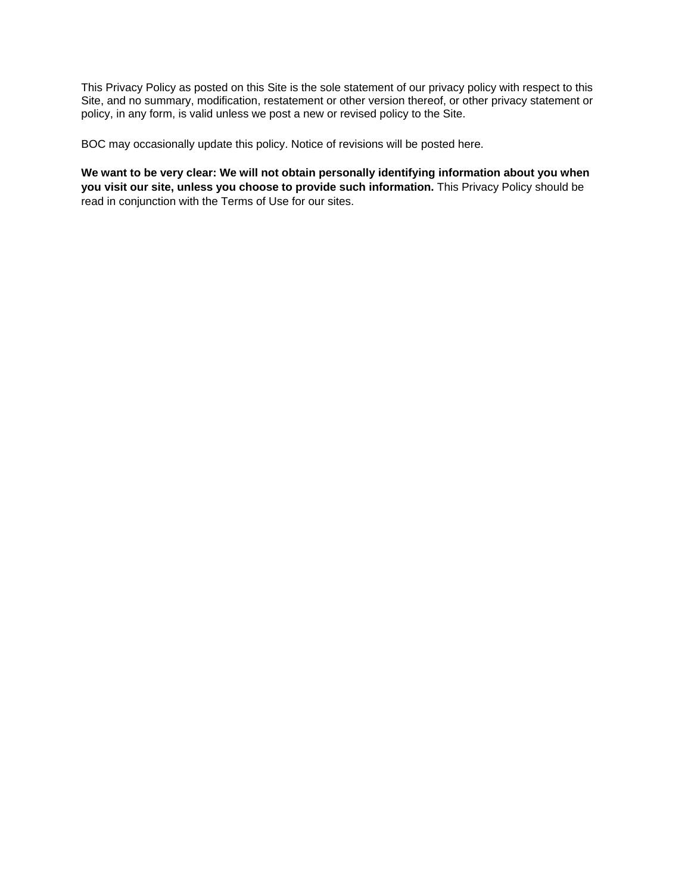This Privacy Policy as posted on this Site is the sole statement of our privacy policy with respect to this Site, and no summary, modification, restatement or other version thereof, or other privacy statement or policy, in any form, is valid unless we post a new or revised policy to the Site.

BOC may occasionally update this policy. Notice of revisions will be posted here.

**We want to be very clear: We will not obtain personally identifying information about you when you visit our site, unless you choose to provide such information.** This Privacy Policy should be read in conjunction with the Terms of Use for our sites.